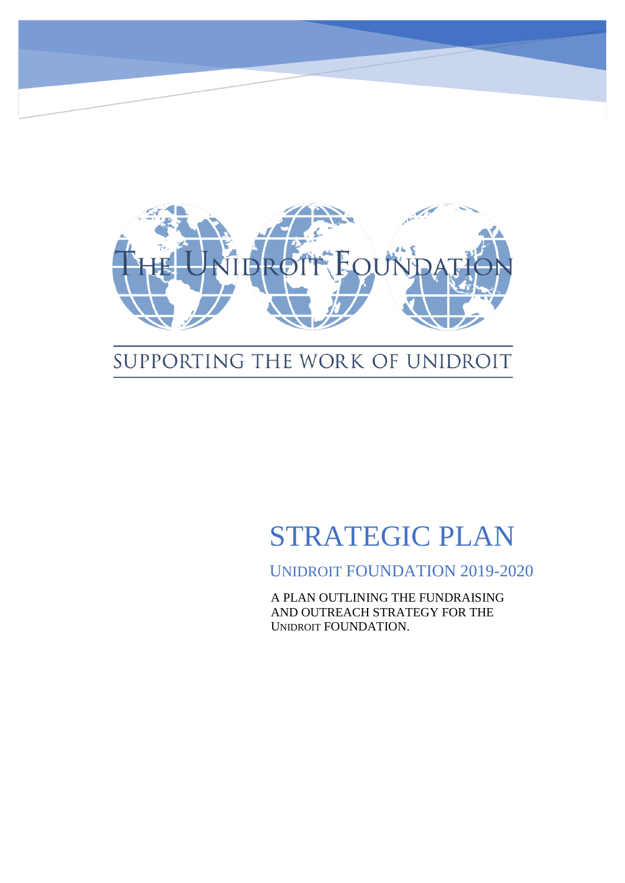# THE UNIDROIT FOUNDATION

SUPPORTING THE WORK OF UNIDROIT

# STRATEGIC PLAN

## UNIDROIT FOUNDATION 2019-2020

A PLAN OUTLINING THE FUNDRAISING AND OUTREACH STRATEGY FOR THE UNIDROIT FOUNDATION.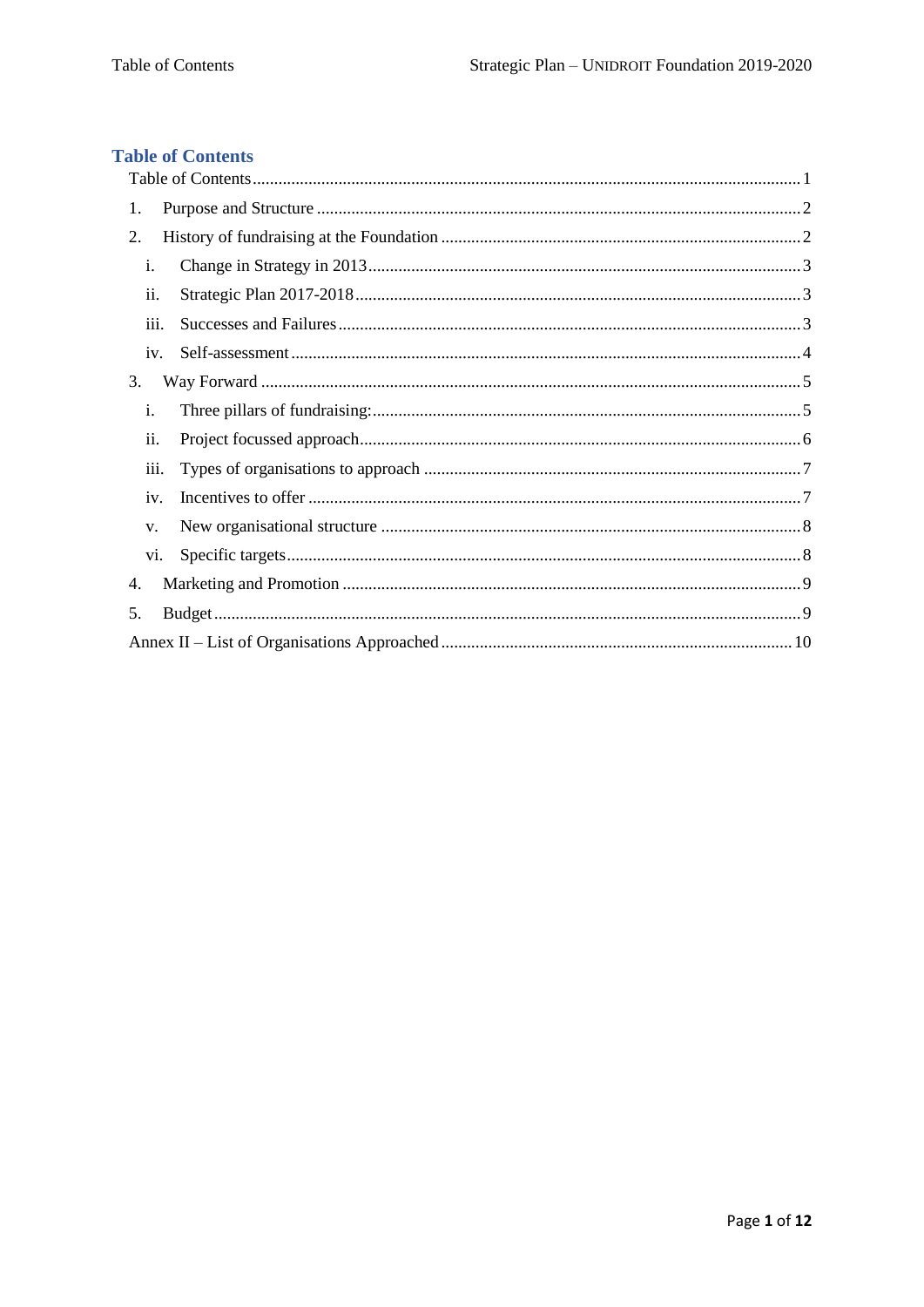## Table of Contents

Table of Contents ........................................................................ 1

1. Purpose and Structure ........................................................................ 2
2. History of fundraising at the Foundation ........................................................................ 2
   - i. Change in Strategy in 2013 ........................................................................ 3
   - ii. Strategic Plan 2017-2018 ........................................................................ 3
   - iii. Successes and Failures ........................................................................ 3
   - iv. Self-assessment ........................................................................ 4
3. Way Forward ........................................................................ 5
   - i. Three pillars of fundraising: ........................................................................ 5
   - ii. Project focussed approach ........................................................................ 6
   - iii. Types of organisations to approach ........................................................................ 7
   - iv. Incentives to offer ........................................................................ 7
   - v. New organisational structure ........................................................................ 8
   - vi. Specific targets ........................................................................ 8
4. Marketing and Promotion ........................................................................ 9
5. Budget ........................................................................ 9

Annex II – List of Organisations Approached ........................................................................ 10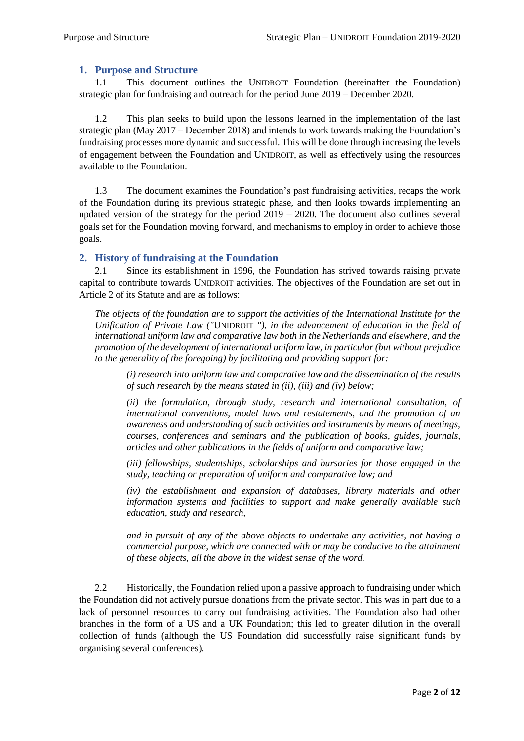## 1. Purpose and Structure

1.1 This document outlines the UNIDROIT Foundation (hereinafter the Foundation) strategic plan for fundraising and outreach for the period June 2019 – December 2020.

1.2 This plan seeks to build upon the lessons learned in the implementation of the last strategic plan (May 2017 – December 2018) and intends to work towards making the Foundation's fundraising processes more dynamic and successful. This will be done through increasing the levels of engagement between the Foundation and UNIDROIT, as well as effectively using the resources available to the Foundation.

1.3 The document examines the Foundation's past fundraising activities, recaps the work of the Foundation during its previous strategic phase, and then looks towards implementing an updated version of the strategy for the period 2019 – 2020. The document also outlines several goals set for the Foundation moving forward, and mechanisms to employ in order to achieve those goals.

## 2. History of fundraising at the Foundation

2.1 Since its establishment in 1996, the Foundation has strived towards raising private capital to contribute towards UNIDROIT activities. The objectives of the Foundation are set out in Article 2 of its Statute and are as follows:

> *The objects of the foundation are to support the activities of the International Institute for the Unification of Private Law ("UNIDROIT "), in the advancement of education in the field of international uniform law and comparative law both in the Netherlands and elsewhere, and the promotion of the development of international uniform law, in particular (but without prejudice to the generality of the foregoing) by facilitating and providing support for:*
>
> > *(i) research into uniform law and comparative law and the dissemination of the results of such research by the means stated in (ii), (iii) and (iv) below;*
> >
> > *(ii) the formulation, through study, research and international consultation, of international conventions, model laws and restatements, and the promotion of an awareness and understanding of such activities and instruments by means of meetings, courses, conferences and seminars and the publication of books, guides, journals, articles and other publications in the fields of uniform and comparative law;*
> >
> > *(iii) fellowships, studentships, scholarships and bursaries for those engaged in the study, teaching or preparation of uniform and comparative law; and*
> >
> > *(iv) the establishment and expansion of databases, library materials and other information systems and facilities to support and make generally available such education, study and research,*
> >
> > *and in pursuit of any of the above objects to undertake any activities, not having a commercial purpose, which are connected with or may be conducive to the attainment of these objects, all the above in the widest sense of the word.*

2.2 Historically, the Foundation relied upon a passive approach to fundraising under which the Foundation did not actively pursue donations from the private sector. This was in part due to a lack of personnel resources to carry out fundraising activities. The Foundation also had other branches in the form of a US and a UK Foundation; this led to greater dilution in the overall collection of funds (although the US Foundation did successfully raise significant funds by organising several conferences).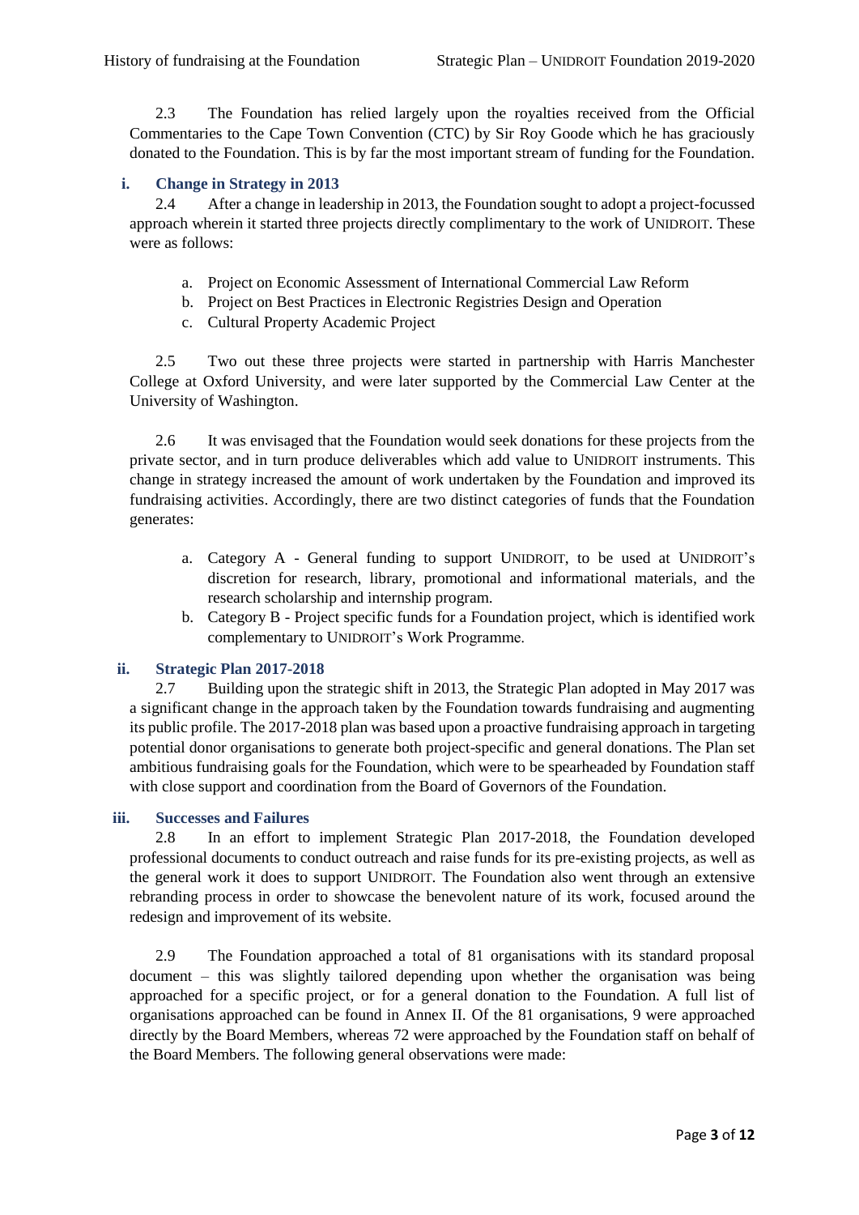2.3 The Foundation has relied largely upon the royalties received from the Official Commentaries to the Cape Town Convention (CTC) by Sir Roy Goode which he has graciously donated to the Foundation. This is by far the most important stream of funding for the Foundation.

### i. Change in Strategy in 2013

2.4 After a change in leadership in 2013, the Foundation sought to adopt a project-focussed approach wherein it started three projects directly complimentary to the work of UNIDROIT. These were as follows:

a. Project on Economic Assessment of International Commercial Law Reform
b. Project on Best Practices in Electronic Registries Design and Operation
c. Cultural Property Academic Project

2.5 Two out these three projects were started in partnership with Harris Manchester College at Oxford University, and were later supported by the Commercial Law Center at the University of Washington.

2.6 It was envisaged that the Foundation would seek donations for these projects from the private sector, and in turn produce deliverables which add value to UNIDROIT instruments. This change in strategy increased the amount of work undertaken by the Foundation and improved its fundraising activities. Accordingly, there are two distinct categories of funds that the Foundation generates:

a. Category A - General funding to support UNIDROIT, to be used at UNIDROIT's discretion for research, library, promotional and informational materials, and the research scholarship and internship program.
b. Category B - Project specific funds for a Foundation project, which is identified work complementary to UNIDROIT's Work Programme.

### ii. Strategic Plan 2017-2018

2.7 Building upon the strategic shift in 2013, the Strategic Plan adopted in May 2017 was a significant change in the approach taken by the Foundation towards fundraising and augmenting its public profile. The 2017-2018 plan was based upon a proactive fundraising approach in targeting potential donor organisations to generate both project-specific and general donations. The Plan set ambitious fundraising goals for the Foundation, which were to be spearheaded by Foundation staff with close support and coordination from the Board of Governors of the Foundation.

### iii. Successes and Failures

2.8 In an effort to implement Strategic Plan 2017-2018, the Foundation developed professional documents to conduct outreach and raise funds for its pre-existing projects, as well as the general work it does to support UNIDROIT. The Foundation also went through an extensive rebranding process in order to showcase the benevolent nature of its work, focused around the redesign and improvement of its website.

2.9 The Foundation approached a total of 81 organisations with its standard proposal document – this was slightly tailored depending upon whether the organisation was being approached for a specific project, or for a general donation to the Foundation. A full list of organisations approached can be found in Annex II. Of the 81 organisations, 9 were approached directly by the Board Members, whereas 72 were approached by the Foundation staff on behalf of the Board Members. The following general observations were made: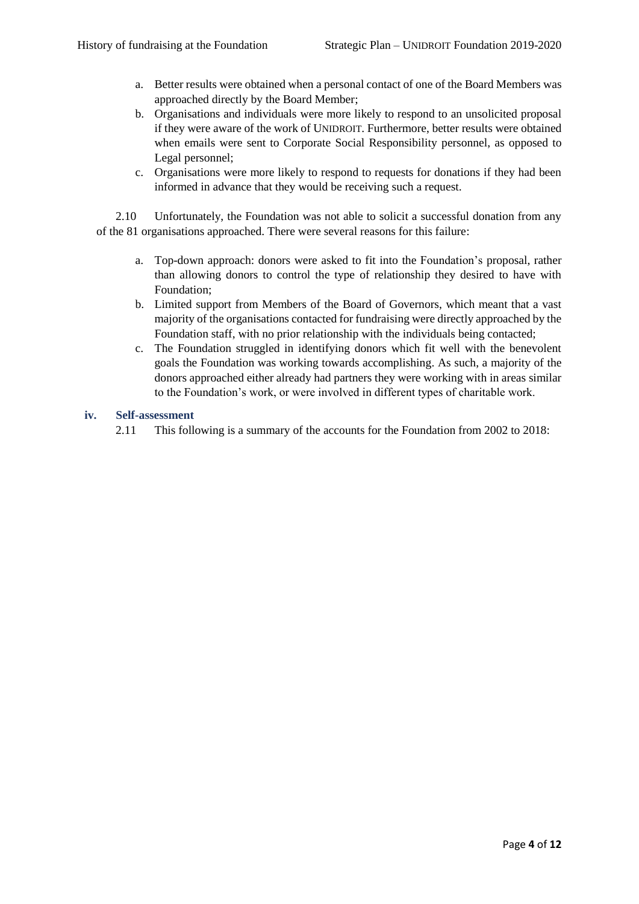a. Better results were obtained when a personal contact of one of the Board Members was approached directly by the Board Member;
b. Organisations and individuals were more likely to respond to an unsolicited proposal if they were aware of the work of UNIDROIT. Furthermore, better results were obtained when emails were sent to Corporate Social Responsibility personnel, as opposed to Legal personnel;
c. Organisations were more likely to respond to requests for donations if they had been informed in advance that they would be receiving such a request.

2.10 Unfortunately, the Foundation was not able to solicit a successful donation from any of the 81 organisations approached. There were several reasons for this failure:

a. Top-down approach: donors were asked to fit into the Foundation's proposal, rather than allowing donors to control the type of relationship they desired to have with Foundation;
b. Limited support from Members of the Board of Governors, which meant that a vast majority of the organisations contacted for fundraising were directly approached by the Foundation staff, with no prior relationship with the individuals being contacted;
c. The Foundation struggled in identifying donors which fit well with the benevolent goals the Foundation was working towards accomplishing. As such, a majority of the donors approached either already had partners they were working with in areas similar to the Foundation's work, or were involved in different types of charitable work.

### iv. Self-assessment

2.11 This following is a summary of the accounts for the Foundation from 2002 to 2018: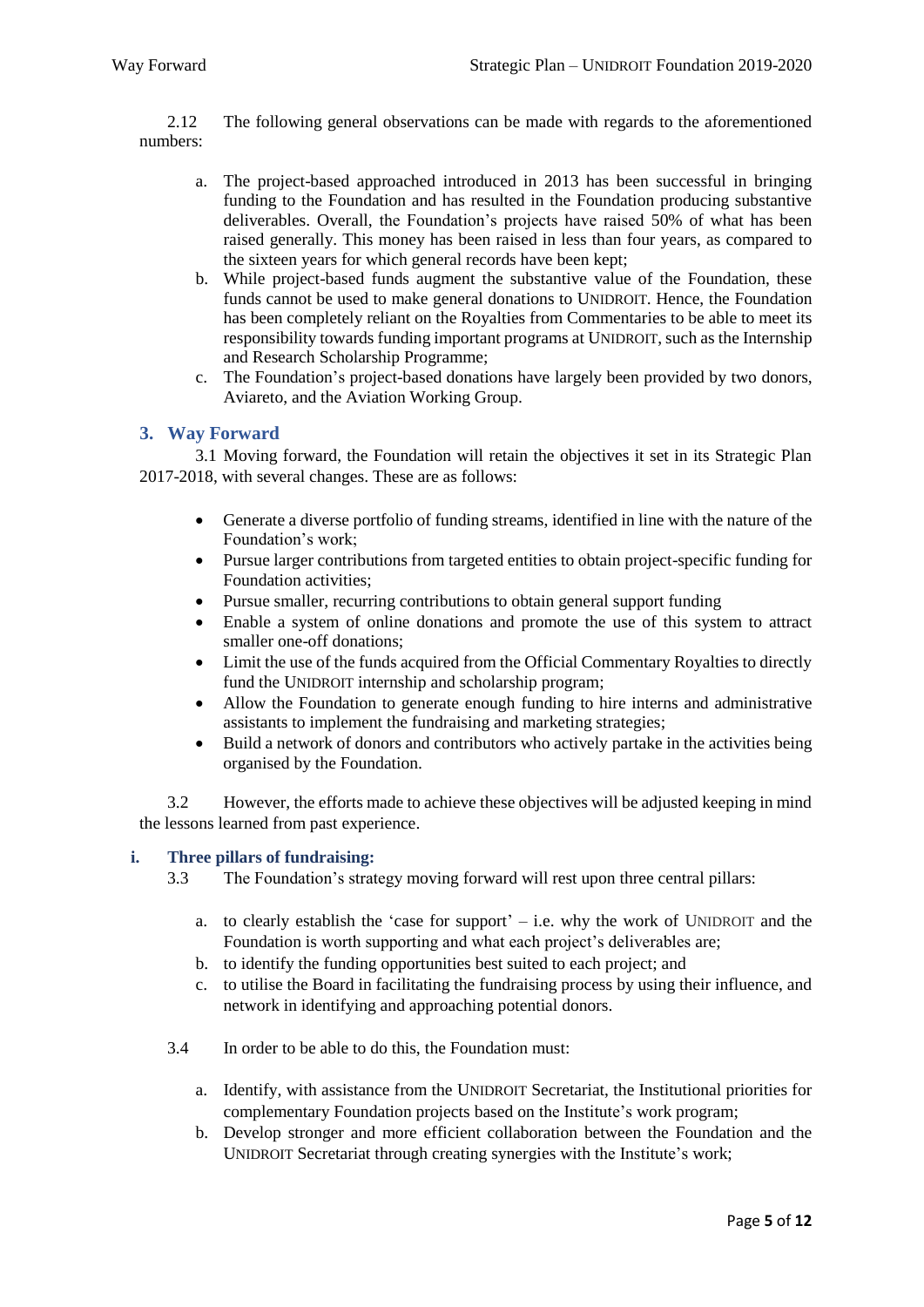2.12 The following general observations can be made with regards to the aforementioned numbers:

a. The project-based approached introduced in 2013 has been successful in bringing funding to the Foundation and has resulted in the Foundation producing substantive deliverables. Overall, the Foundation's projects have raised 50% of what has been raised generally. This money has been raised in less than four years, as compared to the sixteen years for which general records have been kept;
b. While project-based funds augment the substantive value of the Foundation, these funds cannot be used to make general donations to UNIDROIT. Hence, the Foundation has been completely reliant on the Royalties from Commentaries to be able to meet its responsibility towards funding important programs at UNIDROIT, such as the Internship and Research Scholarship Programme;
c. The Foundation's project-based donations have largely been provided by two donors, Aviareto, and the Aviation Working Group.

## 3. Way Forward

3.1 Moving forward, the Foundation will retain the objectives it set in its Strategic Plan 2017-2018, with several changes. These are as follows:

- Generate a diverse portfolio of funding streams, identified in line with the nature of the Foundation's work;
- Pursue larger contributions from targeted entities to obtain project-specific funding for Foundation activities;
- Pursue smaller, recurring contributions to obtain general support funding
- Enable a system of online donations and promote the use of this system to attract smaller one-off donations;
- Limit the use of the funds acquired from the Official Commentary Royalties to directly fund the UNIDROIT internship and scholarship program;
- Allow the Foundation to generate enough funding to hire interns and administrative assistants to implement the fundraising and marketing strategies;
- Build a network of donors and contributors who actively partake in the activities being organised by the Foundation.

3.2 However, the efforts made to achieve these objectives will be adjusted keeping in mind the lessons learned from past experience.

### i. Three pillars of fundraising:

3.3 The Foundation's strategy moving forward will rest upon three central pillars:

a. to clearly establish the 'case for support' – i.e. why the work of UNIDROIT and the Foundation is worth supporting and what each project's deliverables are;
b. to identify the funding opportunities best suited to each project; and
c. to utilise the Board in facilitating the fundraising process by using their influence, and network in identifying and approaching potential donors.

3.4 In order to be able to do this, the Foundation must:

a. Identify, with assistance from the UNIDROIT Secretariat, the Institutional priorities for complementary Foundation projects based on the Institute's work program;
b. Develop stronger and more efficient collaboration between the Foundation and the UNIDROIT Secretariat through creating synergies with the Institute's work;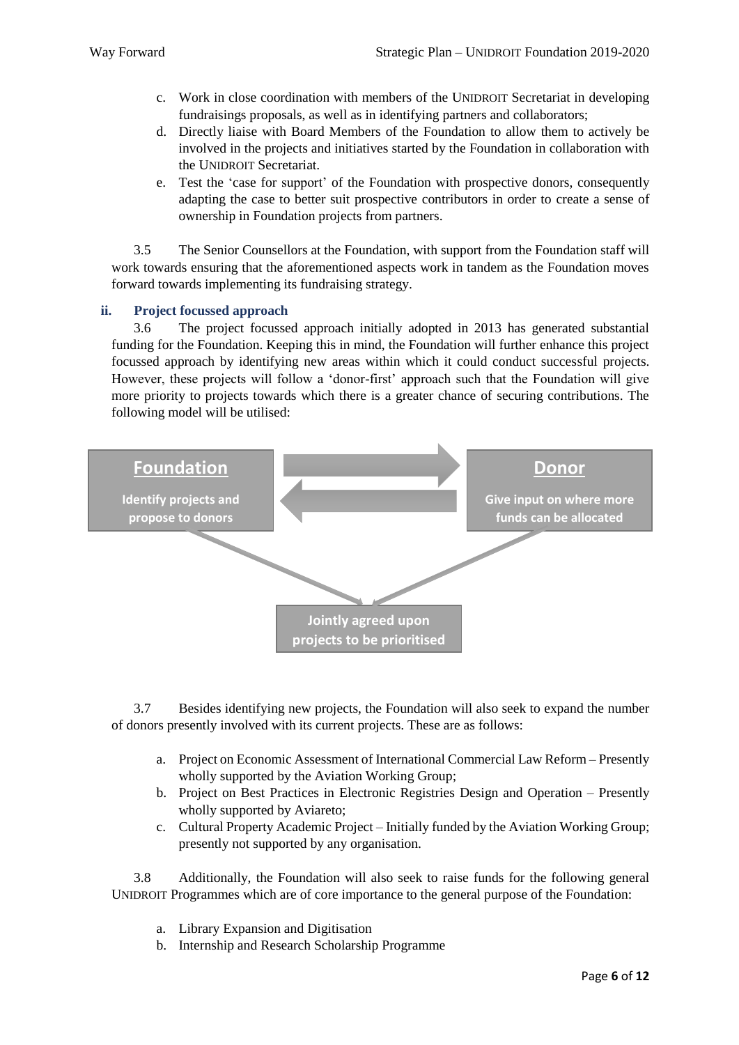c. Work in close coordination with members of the UNIDROIT Secretariat in developing fundraisings proposals, as well as in identifying partners and collaborators;
d. Directly liaise with Board Members of the Foundation to allow them to actively be involved in the projects and initiatives started by the Foundation in collaboration with the UNIDROIT Secretariat.
e. Test the 'case for support' of the Foundation with prospective donors, consequently adapting the case to better suit prospective contributors in order to create a sense of ownership in Foundation projects from partners.

3.5 The Senior Counsellors at the Foundation, with support from the Foundation staff will work towards ensuring that the aforementioned aspects work in tandem as the Foundation moves forward towards implementing its fundraising strategy.

### ii. Project focussed approach

3.6 The project focussed approach initially adopted in 2013 has generated substantial funding for the Foundation. Keeping this in mind, the Foundation will further enhance this project focussed approach by identifying new areas within which it could conduct successful projects. However, these projects will follow a 'donor-first' approach such that the Foundation will give more priority to projects towards which there is a greater chance of securing contributions. The following model will be utilised:

**Foundation**
**Identify projects and propose to donors**

**Donor**
**Give input on where more funds can be allocated**

**Jointly agreed upon projects to be prioritised**

3.7 Besides identifying new projects, the Foundation will also seek to expand the number of donors presently involved with its current projects. These are as follows:

a. Project on Economic Assessment of International Commercial Law Reform – Presently wholly supported by the Aviation Working Group;
b. Project on Best Practices in Electronic Registries Design and Operation – Presently wholly supported by Aviareto;
c. Cultural Property Academic Project – Initially funded by the Aviation Working Group; presently not supported by any organisation.

3.8 Additionally, the Foundation will also seek to raise funds for the following general UNIDROIT Programmes which are of core importance to the general purpose of the Foundation:

a. Library Expansion and Digitisation
b. Internship and Research Scholarship Programme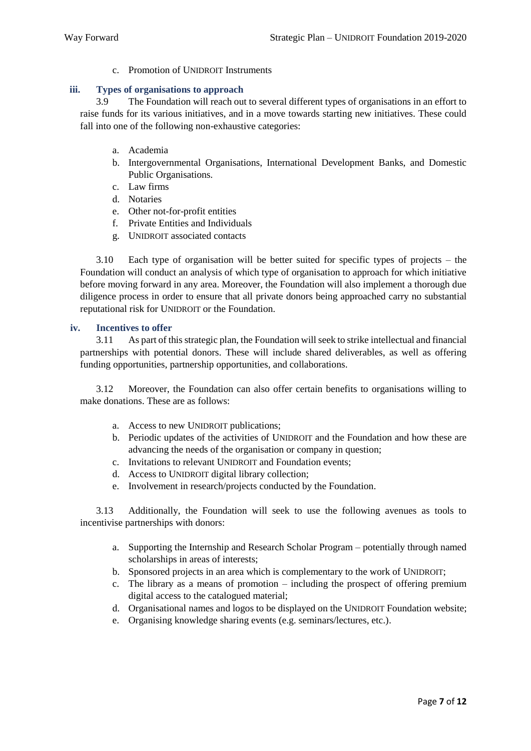c. Promotion of UNIDROIT Instruments

### iii. Types of organisations to approach

3.9 The Foundation will reach out to several different types of organisations in an effort to raise funds for its various initiatives, and in a move towards starting new initiatives. These could fall into one of the following non-exhaustive categories:

a. Academia
b. Intergovernmental Organisations, International Development Banks, and Domestic Public Organisations.
c. Law firms
d. Notaries
e. Other not-for-profit entities
f. Private Entities and Individuals
g. UNIDROIT associated contacts

3.10 Each type of organisation will be better suited for specific types of projects – the Foundation will conduct an analysis of which type of organisation to approach for which initiative before moving forward in any area. Moreover, the Foundation will also implement a thorough due diligence process in order to ensure that all private donors being approached carry no substantial reputational risk for UNIDROIT or the Foundation.

### iv. Incentives to offer

3.11 As part of this strategic plan, the Foundation will seek to strike intellectual and financial partnerships with potential donors. These will include shared deliverables, as well as offering funding opportunities, partnership opportunities, and collaborations.

3.12 Moreover, the Foundation can also offer certain benefits to organisations willing to make donations. These are as follows:

a. Access to new UNIDROIT publications;
b. Periodic updates of the activities of UNIDROIT and the Foundation and how these are advancing the needs of the organisation or company in question;
c. Invitations to relevant UNIDROIT and Foundation events;
d. Access to UNIDROIT digital library collection;
e. Involvement in research/projects conducted by the Foundation.

3.13 Additionally, the Foundation will seek to use the following avenues as tools to incentivise partnerships with donors:

a. Supporting the Internship and Research Scholar Program – potentially through named scholarships in areas of interests;
b. Sponsored projects in an area which is complementary to the work of UNIDROIT;
c. The library as a means of promotion – including the prospect of offering premium digital access to the catalogued material;
d. Organisational names and logos to be displayed on the UNIDROIT Foundation website;
e. Organising knowledge sharing events (e.g. seminars/lectures, etc.).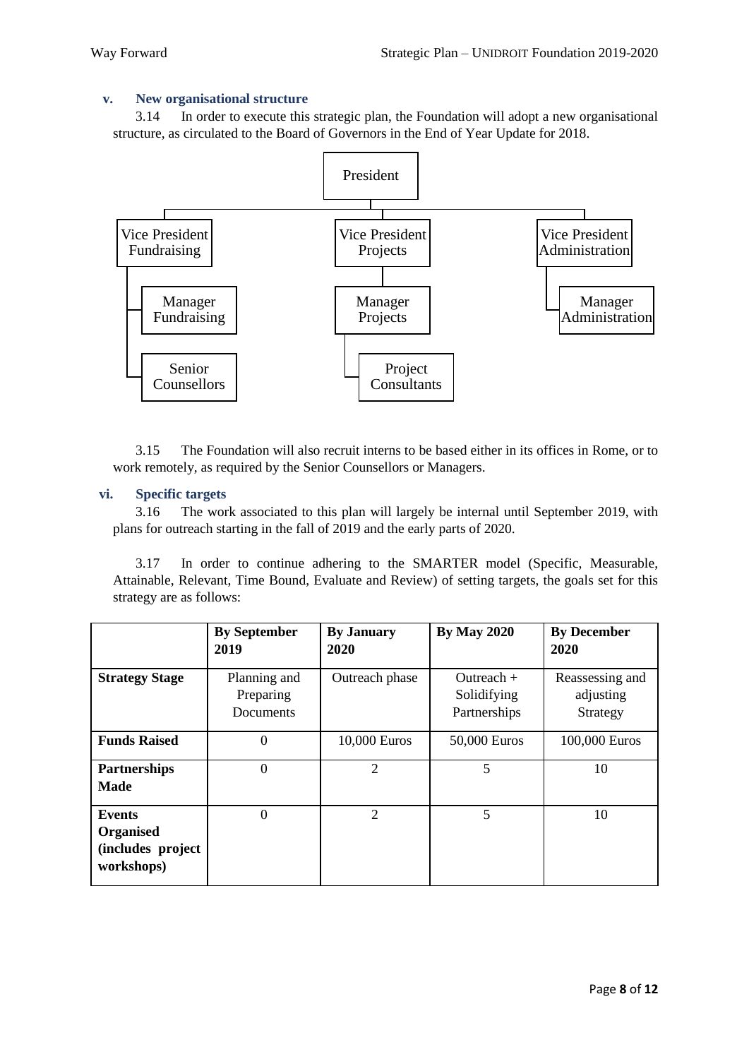### v. New organisational structure

3.14 In order to execute this strategic plan, the Foundation will adopt a new organisational structure, as circulated to the Board of Governors in the End of Year Update for 2018.

- President
  - Vice President Fundraising
    - Manager Fundraising
    - Senior Counsellors
  - Vice President Projects
    - Manager Projects
      - Project Consultants
  - Vice President Administration
    - Manager Administration

3.15 The Foundation will also recruit interns to be based either in its offices in Rome, or to work remotely, as required by the Senior Counsellors or Managers.

### vi. Specific targets

3.16 The work associated to this plan will largely be internal until September 2019, with plans for outreach starting in the fall of 2019 and the early parts of 2020.

3.17 In order to continue adhering to the SMARTER model (Specific, Measurable, Attainable, Relevant, Time Bound, Evaluate and Review) of setting targets, the goals set for this strategy are as follows:

| | **By September 2019** | **By January 2020** | **By May 2020** | **By December 2020** |
|---|---|---|---|---|
| **Strategy Stage** | Planning and Preparing Documents | Outreach phase | Outreach + Solidifying Partnerships | Reassessing and adjusting Strategy |
| **Funds Raised** | 0 | 10,000 Euros | 50,000 Euros | 100,000 Euros |
| **Partnerships Made** | 0 | 2 | 5 | 10 |
| **Events Organised (includes project workshops)** | 0 | 2 | 5 | 10 |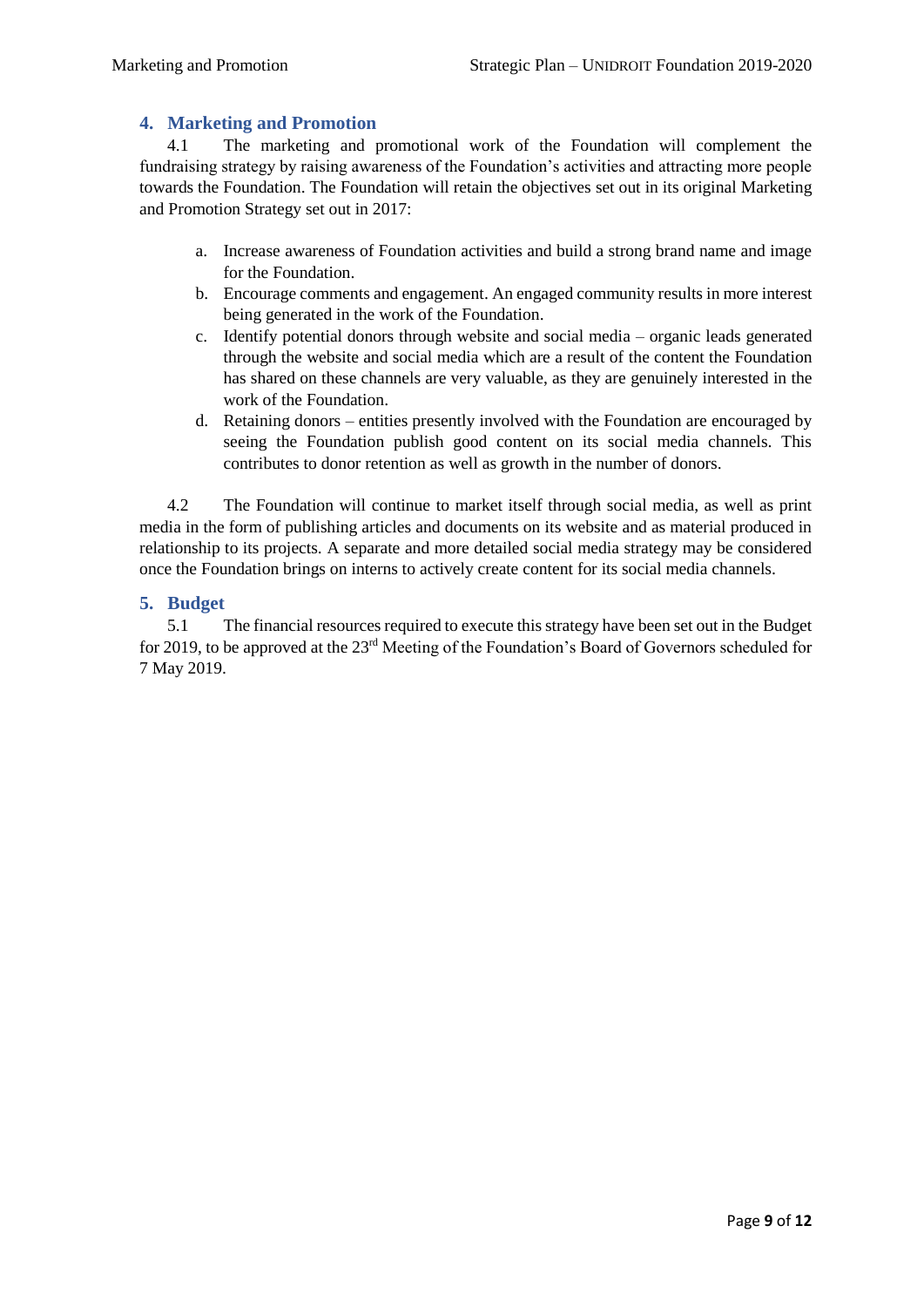## 4. Marketing and Promotion

4.1 The marketing and promotional work of the Foundation will complement the fundraising strategy by raising awareness of the Foundation's activities and attracting more people towards the Foundation. The Foundation will retain the objectives set out in its original Marketing and Promotion Strategy set out in 2017:

a. Increase awareness of Foundation activities and build a strong brand name and image for the Foundation.
b. Encourage comments and engagement. An engaged community results in more interest being generated in the work of the Foundation.
c. Identify potential donors through website and social media – organic leads generated through the website and social media which are a result of the content the Foundation has shared on these channels are very valuable, as they are genuinely interested in the work of the Foundation.
d. Retaining donors – entities presently involved with the Foundation are encouraged by seeing the Foundation publish good content on its social media channels. This contributes to donor retention as well as growth in the number of donors.

4.2 The Foundation will continue to market itself through social media, as well as print media in the form of publishing articles and documents on its website and as material produced in relationship to its projects. A separate and more detailed social media strategy may be considered once the Foundation brings on interns to actively create content for its social media channels.

## 5. Budget

5.1 The financial resources required to execute this strategy have been set out in the Budget for 2019, to be approved at the 23rd Meeting of the Foundation's Board of Governors scheduled for 7 May 2019.